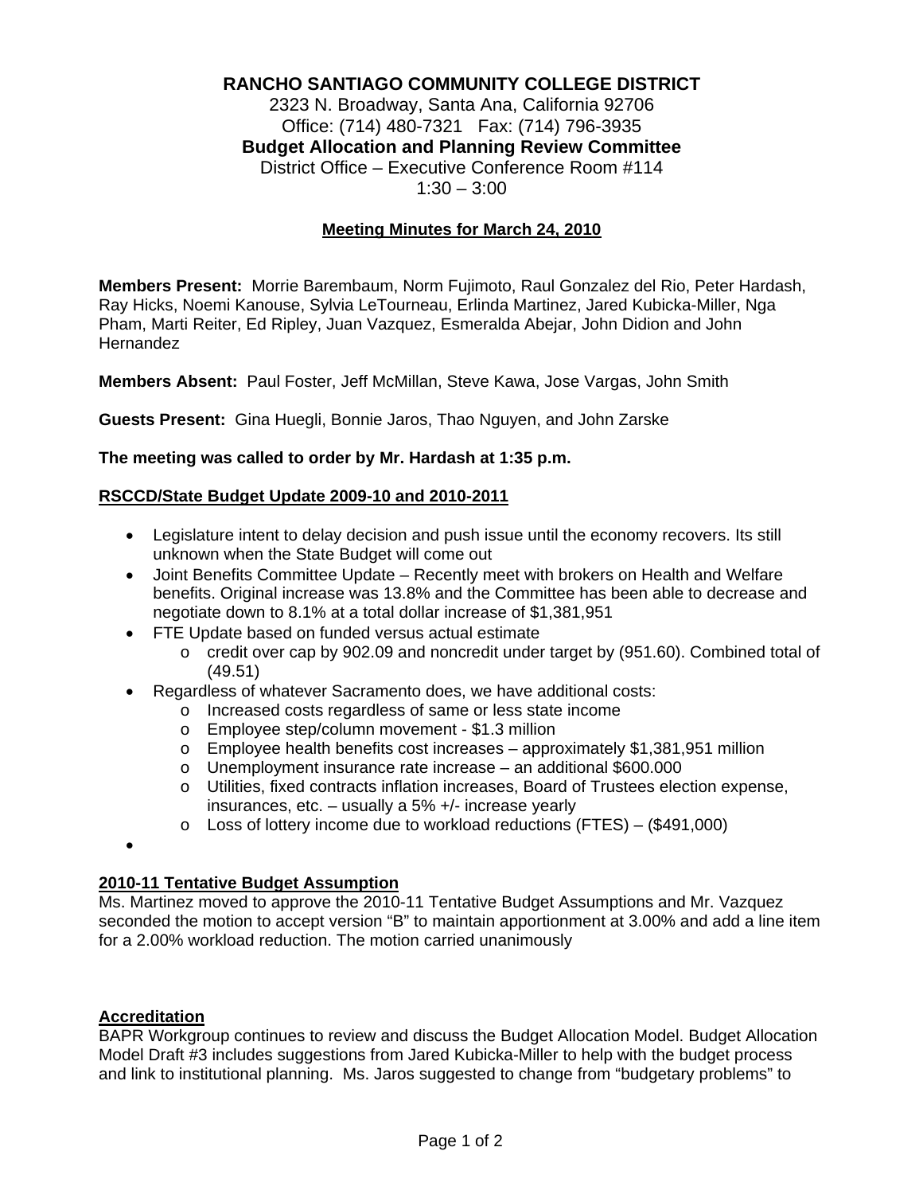# RANCHO SANTIAGO COMMUNITY COLLEGE DISTRICT

2323 N. Broadway, Santa Ana, California 92706
Office: (714) 480-7321 Fax: (714) 796-3935

**Budget Allocation and Planning Review Committee**

District Office – Executive Conference Room #114
1:30 – 3:00

## Meeting Minutes for March 24, 2010

**Members Present:** Morrie Barembaum, Norm Fujimoto, Raul Gonzalez del Rio, Peter Hardash, Ray Hicks, Noemi Kanouse, Sylvia LeTourneau, Erlinda Martinez, Jared Kubicka-Miller, Nga Pham, Marti Reiter, Ed Ripley, Juan Vazquez, Esmeralda Abejar, John Didion and John Hernandez

**Members Absent:** Paul Foster, Jeff McMillan, Steve Kawa, Jose Vargas, John Smith

**Guests Present:** Gina Huegli, Bonnie Jaros, Thao Nguyen, and John Zarske

**The meeting was called to order by Mr. Hardash at 1:35 p.m.**

### RSCCD/State Budget Update 2009-10 and 2010-2011

- Legislature intent to delay decision and push issue until the economy recovers. Its still unknown when the State Budget will come out
- Joint Benefits Committee Update – Recently meet with brokers on Health and Welfare benefits. Original increase was 13.8% and the Committee has been able to decrease and negotiate down to 8.1% at a total dollar increase of $1,381,951
- FTE Update based on funded versus actual estimate
  - credit over cap by 902.09 and noncredit under target by (951.60). Combined total of (49.51)
- Regardless of whatever Sacramento does, we have additional costs:
  - Increased costs regardless of same or less state income
  - Employee step/column movement - $1.3 million
  - Employee health benefits cost increases – approximately $1,381,951 million
  - Unemployment insurance rate increase – an additional $600.000
  - Utilities, fixed contracts inflation increases, Board of Trustees election expense, insurances, etc. – usually a 5% +/- increase yearly
  - Loss of lottery income due to workload reductions (FTES) – ($491,000)
-

### 2010-11 Tentative Budget Assumption

Ms. Martinez moved to approve the 2010-11 Tentative Budget Assumptions and Mr. Vazquez seconded the motion to accept version "B" to maintain apportionment at 3.00% and add a line item for a 2.00% workload reduction. The motion carried unanimously

### Accreditation

BAPR Workgroup continues to review and discuss the Budget Allocation Model. Budget Allocation Model Draft #3 includes suggestions from Jared Kubicka-Miller to help with the budget process and link to institutional planning. Ms. Jaros suggested to change from "budgetary problems" to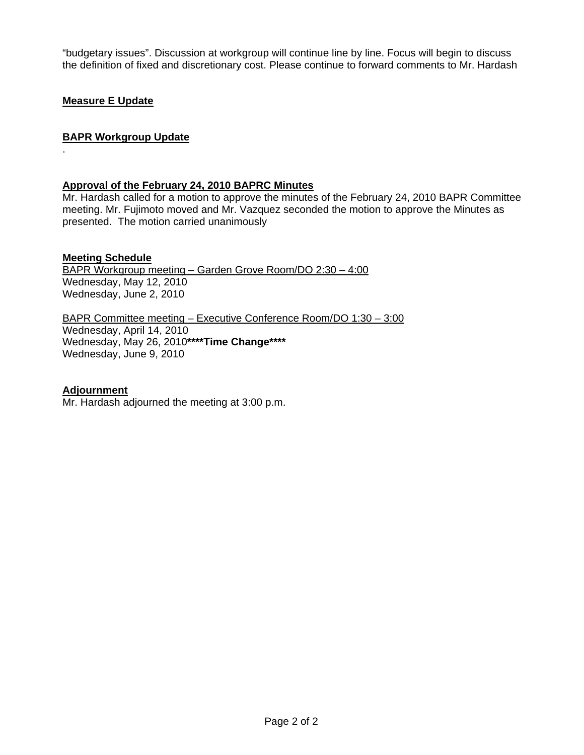"budgetary issues". Discussion at workgroup will continue line by line. Focus will begin to discuss the definition of fixed and discretionary cost. Please continue to forward comments to Mr. Hardash

**Measure E Update**

**BAPR Workgroup Update**

.

**Approval of the February 24, 2010 BAPRC Minutes**

Mr. Hardash called for a motion to approve the minutes of the February 24, 2010 BAPR Committee meeting. Mr. Fujimoto moved and Mr. Vazquez seconded the motion to approve the Minutes as presented. The motion carried unanimously

**Meeting Schedule**

BAPR Workgroup meeting – Garden Grove Room/DO 2:30 – 4:00

Wednesday, May 12, 2010

Wednesday, June 2, 2010

BAPR Committee meeting – Executive Conference Room/DO 1:30 – 3:00

Wednesday, April 14, 2010

Wednesday, May 26, 2010**\*\*\*\*Time Change\*\*\*\***

Wednesday, June 9, 2010

**Adjournment**

Mr. Hardash adjourned the meeting at 3:00 p.m.